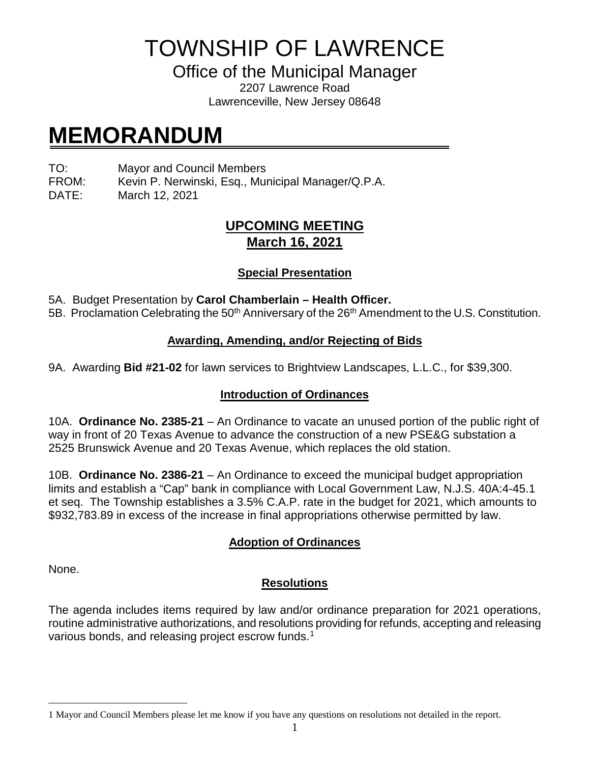# TOWNSHIP OF LAWRENCE

## Office of the Municipal Manager

2207 Lawrence Road
Lawrenceville, New Jersey 08648

# MEMORANDUM

TO: Mayor and Council Members
FROM: Kevin P. Nerwinski, Esq., Municipal Manager/Q.P.A.
DATE: March 12, 2021

## UPCOMING MEETING
## March 16, 2021

### Special Presentation

5A. Budget Presentation by **Carol Chamberlain – Health Officer.**
5B. Proclamation Celebrating the 50th Anniversary of the 26th Amendment to the U.S. Constitution.

### Awarding, Amending, and/or Rejecting of Bids

9A. Awarding **Bid #21-02** for lawn services to Brightview Landscapes, L.L.C., for $39,300.

### Introduction of Ordinances

10A. **Ordinance No. 2385-21** – An Ordinance to vacate an unused portion of the public right of way in front of 20 Texas Avenue to advance the construction of a new PSE&G substation a 2525 Brunswick Avenue and 20 Texas Avenue, which replaces the old station.

10B. **Ordinance No. 2386-21** – An Ordinance to exceed the municipal budget appropriation limits and establish a "Cap" bank in compliance with Local Government Law, N.J.S. 40A:4-45.1 et seq. The Township establishes a 3.5% C.A.P. rate in the budget for 2021, which amounts to $932,783.89 in excess of the increase in final appropriations otherwise permitted by law.

### Adoption of Ordinances

None.

### Resolutions

The agenda includes items required by law and/or ordinance preparation for 2021 operations, routine administrative authorizations, and resolutions providing for refunds, accepting and releasing various bonds, and releasing project escrow funds.[1]

---

[1] Mayor and Council Members please let me know if you have any questions on resolutions not detailed in the report.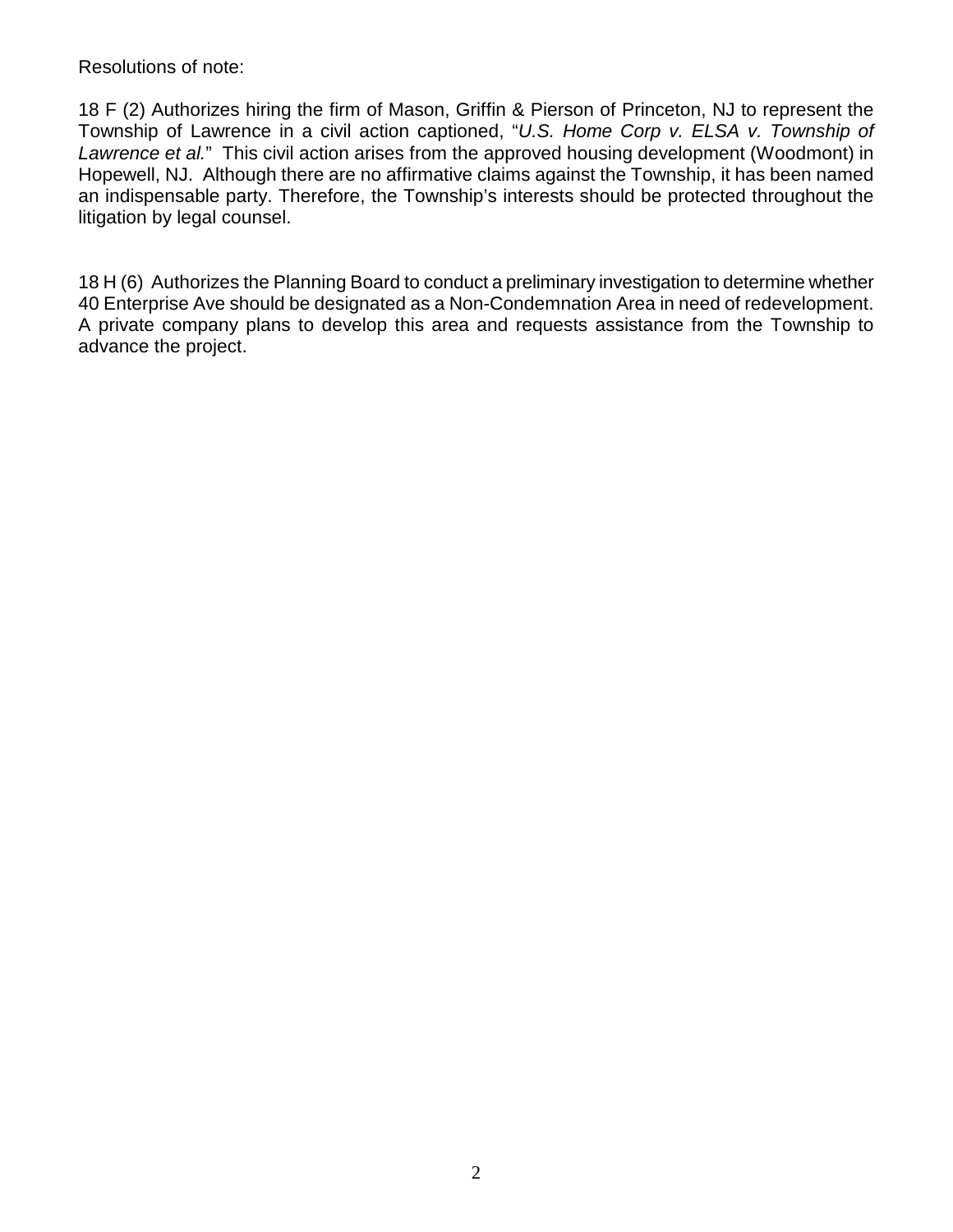Resolutions of note:

18 F (2) Authorizes hiring the firm of Mason, Griffin & Pierson of Princeton, NJ to represent the Township of Lawrence in a civil action captioned, "*U.S. Home Corp v. ELSA v. Township of Lawrence et al.*" This civil action arises from the approved housing development (Woodmont) in Hopewell, NJ. Although there are no affirmative claims against the Township, it has been named an indispensable party. Therefore, the Township's interests should be protected throughout the litigation by legal counsel.

18 H (6) Authorizes the Planning Board to conduct a preliminary investigation to determine whether 40 Enterprise Ave should be designated as a Non-Condemnation Area in need of redevelopment. A private company plans to develop this area and requests assistance from the Township to advance the project.